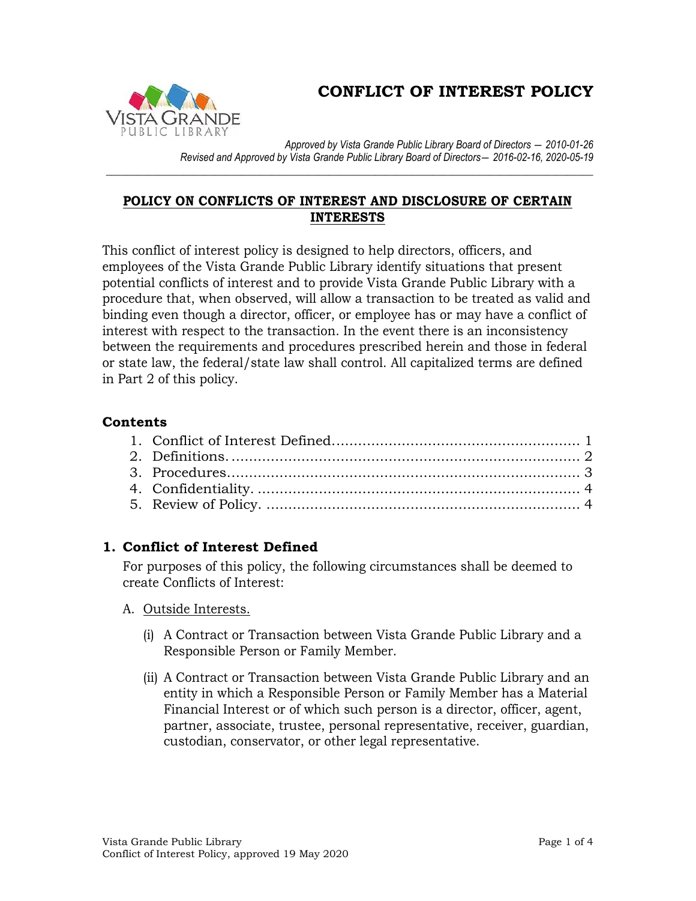# CONFLICT OF INTEREST POLICY

*Approved by Vista Grande Public Library Board of Directors — 2010-01-26*
*Revised and Approved by Vista Grande Public Library Board of Directors— 2016-02-16, 2020-05-19*

---

## POLICY ON CONFLICTS OF INTEREST AND DISCLOSURE OF CERTAIN INTERESTS

This conflict of interest policy is designed to help directors, officers, and employees of the Vista Grande Public Library identify situations that present potential conflicts of interest and to provide Vista Grande Public Library with a procedure that, when observed, will allow a transaction to be treated as valid and binding even though a director, officer, or employee has or may have a conflict of interest with respect to the transaction. In the event there is an inconsistency between the requirements and procedures prescribed herein and those in federal or state law, the federal/state law shall control. All capitalized terms are defined in Part 2 of this policy.

### Contents

1. Conflict of Interest Defined........................................................ 1
2. Definitions................................................................................ 2
3. Procedures................................................................................ 3
4. Confidentiality........................................................................... 4
5. Review of Policy......................................................................... 4

### 1. Conflict of Interest Defined

For purposes of this policy, the following circumstances shall be deemed to create Conflicts of Interest:

A. Outside Interests.

(i) A Contract or Transaction between Vista Grande Public Library and a Responsible Person or Family Member.

(ii) A Contract or Transaction between Vista Grande Public Library and an entity in which a Responsible Person or Family Member has a Material Financial Interest or of which such person is a director, officer, agent, partner, associate, trustee, personal representative, receiver, guardian, custodian, conservator, or other legal representative.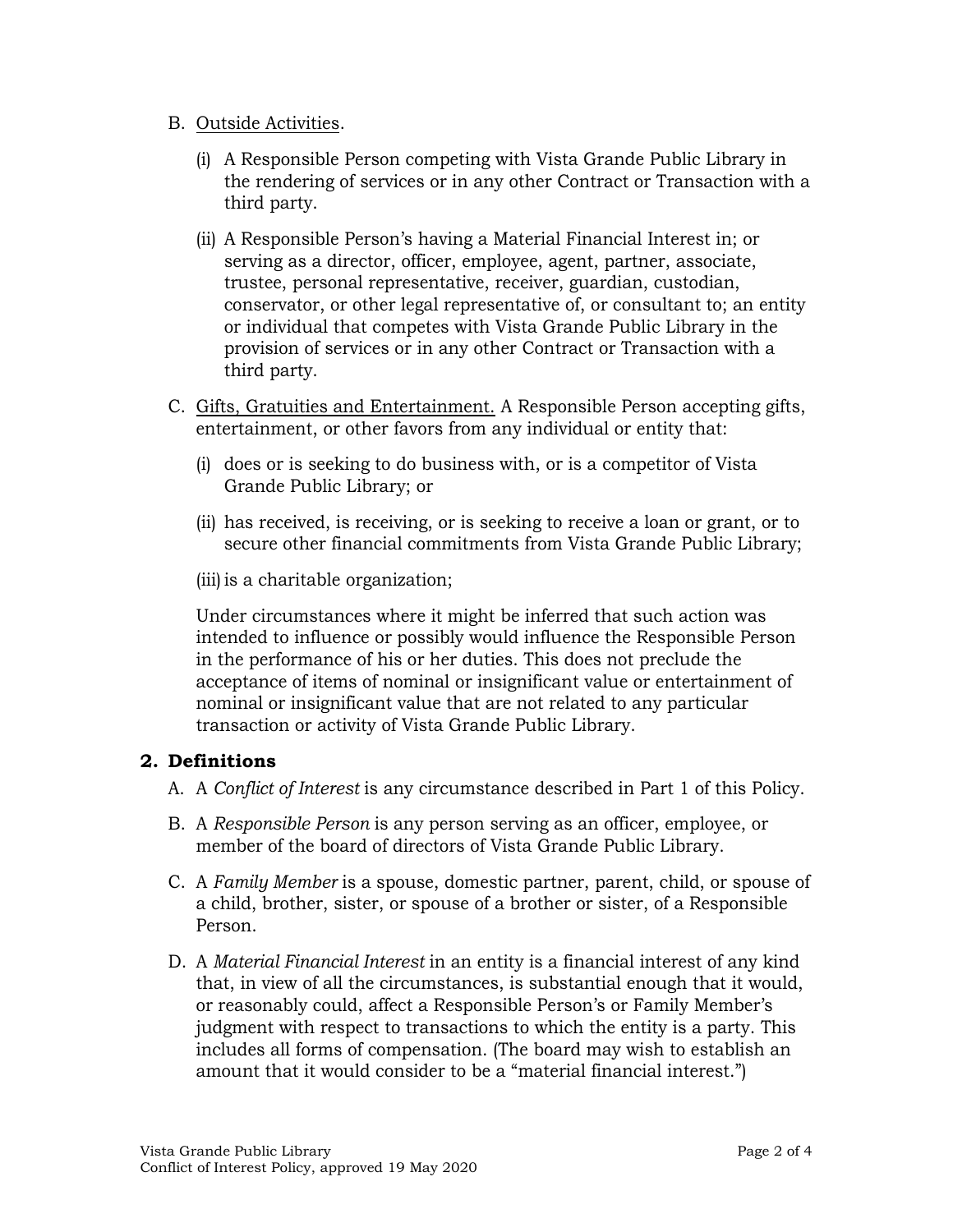B. Outside Activities.

(i) A Responsible Person competing with Vista Grande Public Library in the rendering of services or in any other Contract or Transaction with a third party.

(ii) A Responsible Person's having a Material Financial Interest in; or serving as a director, officer, employee, agent, partner, associate, trustee, personal representative, receiver, guardian, custodian, conservator, or other legal representative of, or consultant to; an entity or individual that competes with Vista Grande Public Library in the provision of services or in any other Contract or Transaction with a third party.

C. Gifts, Gratuities and Entertainment. A Responsible Person accepting gifts, entertainment, or other favors from any individual or entity that:

(i) does or is seeking to do business with, or is a competitor of Vista Grande Public Library; or

(ii) has received, is receiving, or is seeking to receive a loan or grant, or to secure other financial commitments from Vista Grande Public Library;

(iii) is a charitable organization;

Under circumstances where it might be inferred that such action was intended to influence or possibly would influence the Responsible Person in the performance of his or her duties. This does not preclude the acceptance of items of nominal or insignificant value or entertainment of nominal or insignificant value that are not related to any particular transaction or activity of Vista Grande Public Library.

## 2. Definitions

A. A *Conflict of Interest* is any circumstance described in Part 1 of this Policy.

B. A *Responsible Person* is any person serving as an officer, employee, or member of the board of directors of Vista Grande Public Library.

C. A *Family Member* is a spouse, domestic partner, parent, child, or spouse of a child, brother, sister, or spouse of a brother or sister, of a Responsible Person.

D. A *Material Financial Interest* in an entity is a financial interest of any kind that, in view of all the circumstances, is substantial enough that it would, or reasonably could, affect a Responsible Person's or Family Member's judgment with respect to transactions to which the entity is a party. This includes all forms of compensation. (The board may wish to establish an amount that it would consider to be a "material financial interest.")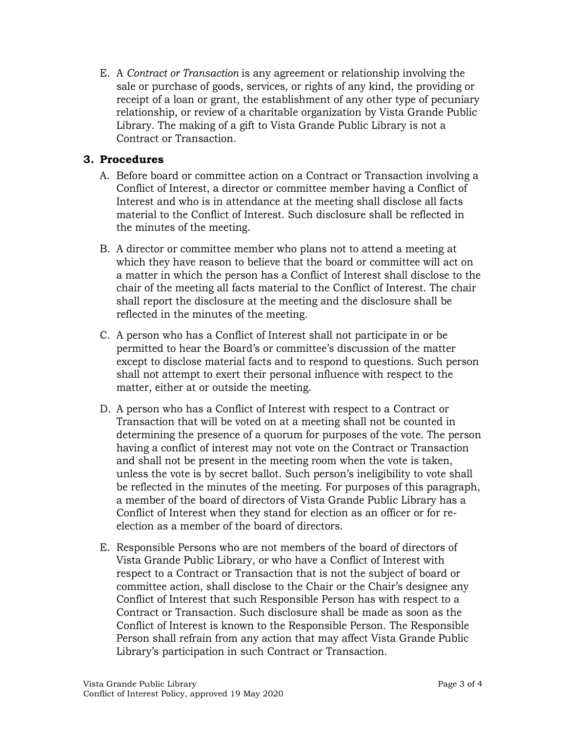E. A *Contract or Transaction* is any agreement or relationship involving the sale or purchase of goods, services, or rights of any kind, the providing or receipt of a loan or grant, the establishment of any other type of pecuniary relationship, or review of a charitable organization by Vista Grande Public Library. The making of a gift to Vista Grande Public Library is not a Contract or Transaction.

### 3. Procedures

A. Before board or committee action on a Contract or Transaction involving a Conflict of Interest, a director or committee member having a Conflict of Interest and who is in attendance at the meeting shall disclose all facts material to the Conflict of Interest. Such disclosure shall be reflected in the minutes of the meeting.

B. A director or committee member who plans not to attend a meeting at which they have reason to believe that the board or committee will act on a matter in which the person has a Conflict of Interest shall disclose to the chair of the meeting all facts material to the Conflict of Interest. The chair shall report the disclosure at the meeting and the disclosure shall be reflected in the minutes of the meeting.

C. A person who has a Conflict of Interest shall not participate in or be permitted to hear the Board's or committee's discussion of the matter except to disclose material facts and to respond to questions. Such person shall not attempt to exert their personal influence with respect to the matter, either at or outside the meeting.

D. A person who has a Conflict of Interest with respect to a Contract or Transaction that will be voted on at a meeting shall not be counted in determining the presence of a quorum for purposes of the vote. The person having a conflict of interest may not vote on the Contract or Transaction and shall not be present in the meeting room when the vote is taken, unless the vote is by secret ballot. Such person's ineligibility to vote shall be reflected in the minutes of the meeting. For purposes of this paragraph, a member of the board of directors of Vista Grande Public Library has a Conflict of Interest when they stand for election as an officer or for re-election as a member of the board of directors.

E. Responsible Persons who are not members of the board of directors of Vista Grande Public Library, or who have a Conflict of Interest with respect to a Contract or Transaction that is not the subject of board or committee action, shall disclose to the Chair or the Chair's designee any Conflict of Interest that such Responsible Person has with respect to a Contract or Transaction. Such disclosure shall be made as soon as the Conflict of Interest is known to the Responsible Person. The Responsible Person shall refrain from any action that may affect Vista Grande Public Library's participation in such Contract or Transaction.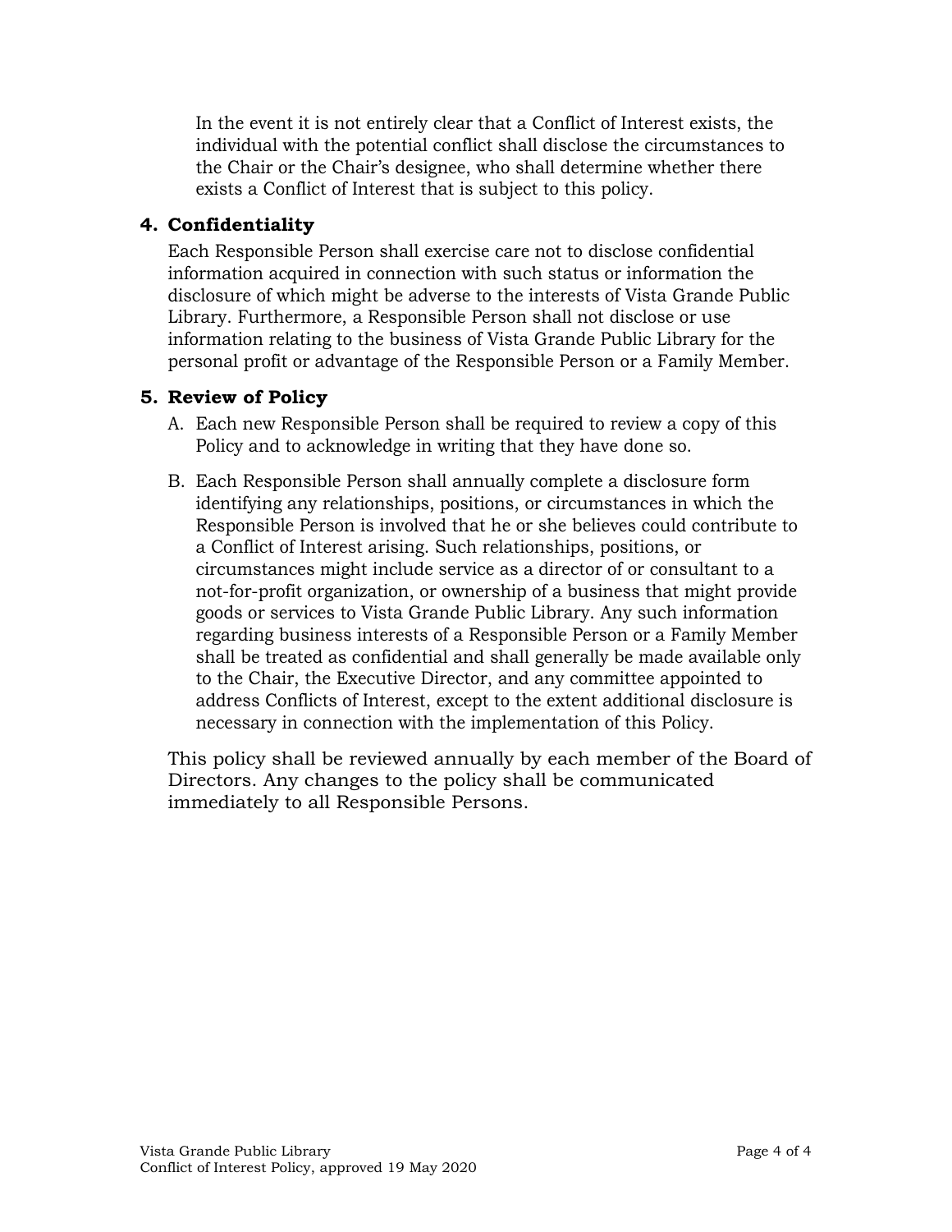In the event it is not entirely clear that a Conflict of Interest exists, the individual with the potential conflict shall disclose the circumstances to the Chair or the Chair's designee, who shall determine whether there exists a Conflict of Interest that is subject to this policy.

## 4. Confidentiality

Each Responsible Person shall exercise care not to disclose confidential information acquired in connection with such status or information the disclosure of which might be adverse to the interests of Vista Grande Public Library. Furthermore, a Responsible Person shall not disclose or use information relating to the business of Vista Grande Public Library for the personal profit or advantage of the Responsible Person or a Family Member.

## 5. Review of Policy

A. Each new Responsible Person shall be required to review a copy of this Policy and to acknowledge in writing that they have done so.

B. Each Responsible Person shall annually complete a disclosure form identifying any relationships, positions, or circumstances in which the Responsible Person is involved that he or she believes could contribute to a Conflict of Interest arising. Such relationships, positions, or circumstances might include service as a director of or consultant to a not-for-profit organization, or ownership of a business that might provide goods or services to Vista Grande Public Library. Any such information regarding business interests of a Responsible Person or a Family Member shall be treated as confidential and shall generally be made available only to the Chair, the Executive Director, and any committee appointed to address Conflicts of Interest, except to the extent additional disclosure is necessary in connection with the implementation of this Policy.

This policy shall be reviewed annually by each member of the Board of Directors. Any changes to the policy shall be communicated immediately to all Responsible Persons.